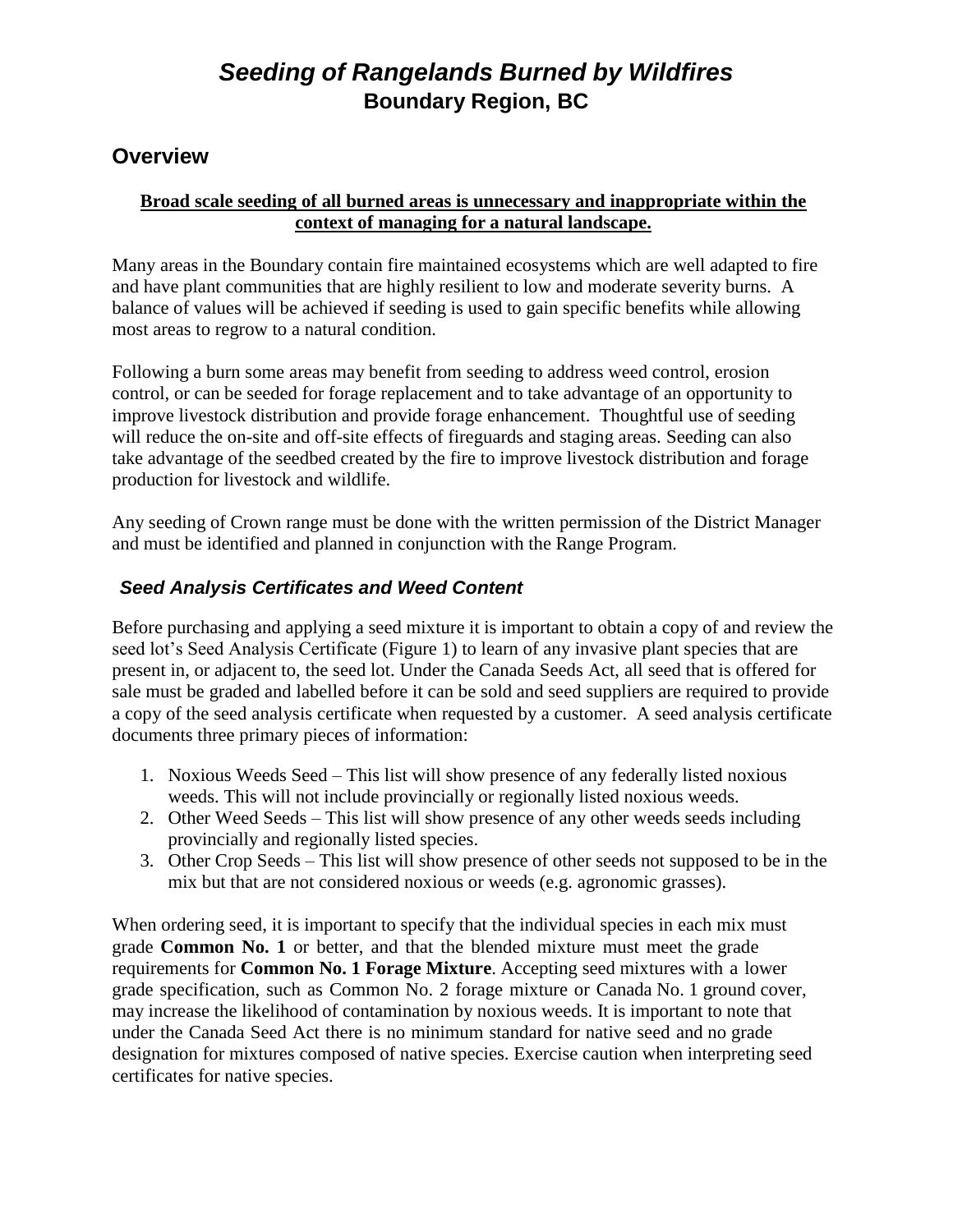# *Seeding of Rangelands Burned by Wildfires*

**Boundary Region, BC**

## Overview

**Broad scale seeding of all burned areas is unnecessary and inappropriate within the context of managing for a natural landscape.**

Many areas in the Boundary contain fire maintained ecosystems which are well adapted to fire and have plant communities that are highly resilient to low and moderate severity burns. A balance of values will be achieved if seeding is used to gain specific benefits while allowing most areas to regrow to a natural condition.

Following a burn some areas may benefit from seeding to address weed control, erosion control, or can be seeded for forage replacement and to take advantage of an opportunity to improve livestock distribution and provide forage enhancement. Thoughtful use of seeding will reduce the on-site and off-site effects of fireguards and staging areas. Seeding can also take advantage of the seedbed created by the fire to improve livestock distribution and forage production for livestock and wildlife.

Any seeding of Crown range must be done with the written permission of the District Manager and must be identified and planned in conjunction with the Range Program.

### *Seed Analysis Certificates and Weed Content*

Before purchasing and applying a seed mixture it is important to obtain a copy of and review the seed lot's Seed Analysis Certificate (Figure 1) to learn of any invasive plant species that are present in, or adjacent to, the seed lot. Under the Canada Seeds Act, all seed that is offered for sale must be graded and labelled before it can be sold and seed suppliers are required to provide a copy of the seed analysis certificate when requested by a customer. A seed analysis certificate documents three primary pieces of information:

1. Noxious Weeds Seed – This list will show presence of any federally listed noxious weeds. This will not include provincially or regionally listed noxious weeds.
2. Other Weed Seeds – This list will show presence of any other weeds seeds including provincially and regionally listed species.
3. Other Crop Seeds – This list will show presence of other seeds not supposed to be in the mix but that are not considered noxious or weeds (e.g. agronomic grasses).

When ordering seed, it is important to specify that the individual species in each mix must grade **Common No. 1** or better, and that the blended mixture must meet the grade requirements for **Common No. 1 Forage Mixture**. Accepting seed mixtures with a lower grade specification, such as Common No. 2 forage mixture or Canada No. 1 ground cover, may increase the likelihood of contamination by noxious weeds. It is important to note that under the Canada Seed Act there is no minimum standard for native seed and no grade designation for mixtures composed of native species. Exercise caution when interpreting seed certificates for native species.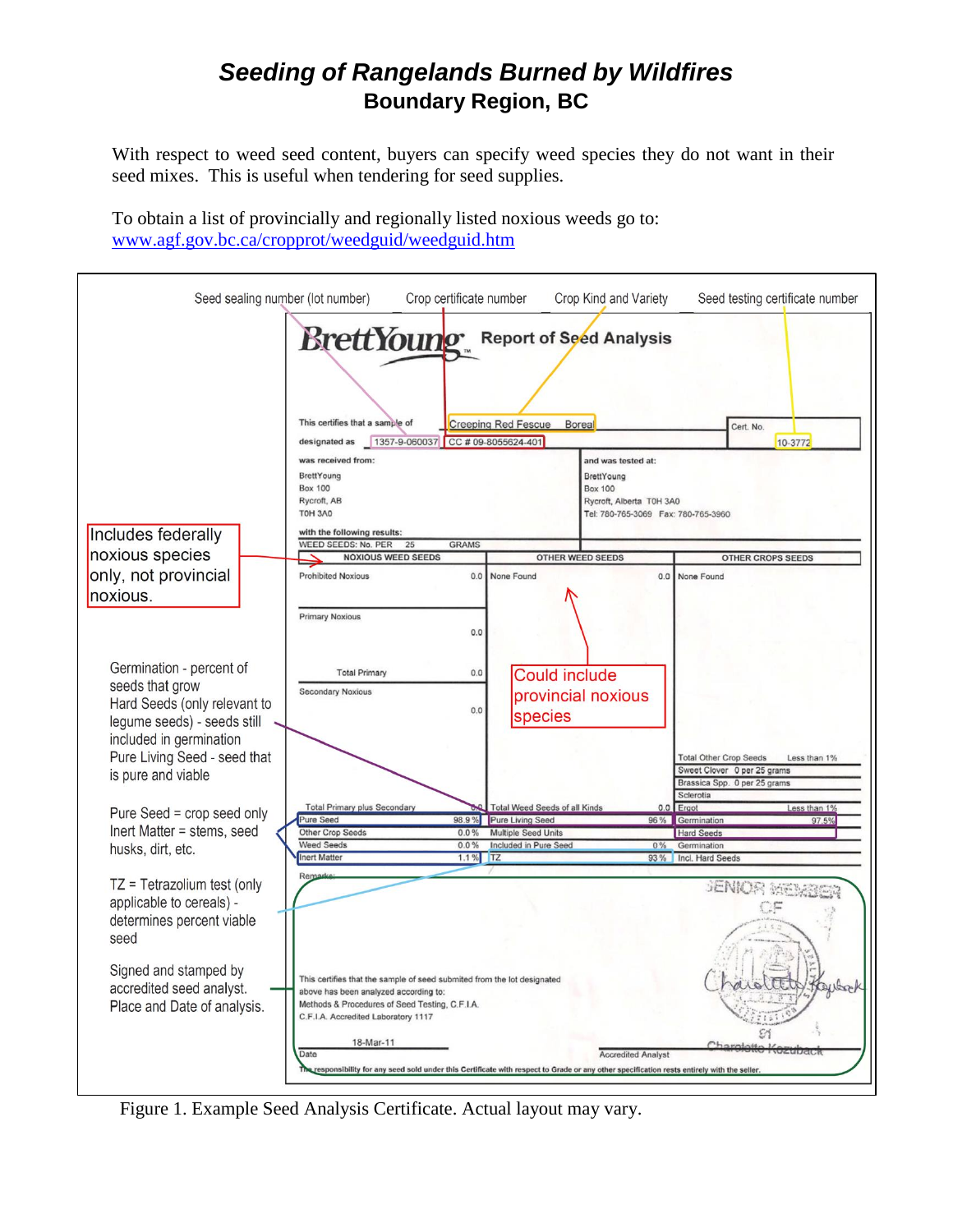# *Seeding of Rangelands Burned by Wildfires*

## Boundary Region, BC

With respect to weed seed content, buyers can specify weed species they do not want in their seed mixes. This is useful when tendering for seed supplies.

To obtain a list of provincially and regionally listed noxious weeds go to:
www.agf.gov.bc.ca/cropprot/weedguid/weedguid.htm

Seed sealing number (lot number) | Crop certificate number | Crop Kind and Variety | Seed testing certificate number

**BrettYoung Report of Seed Analysis**

This certifies that a sample of Creeping Red Fescue Boreal — Cert. No. 10-3772

designated as 1357-9-060037 CC # 09-8055624-401

was received from:
BrettYoung
Box 100
Rycroft, AB
T0H 3A0

and was tested at:
BrettYoung
Box 100
Rycroft, Alberta T0H 3A0
Tel: 780-765-3069 Fax: 780-765-3960

with the following results:
WEED SEEDS: No. PER 25 GRAMS

| NOXIOUS WEED SEEDS | | OTHER WEED SEEDS | | OTHER CROPS SEEDS | |
|---|---|---|---|---|---|
| Prohibited Noxious | 0.0 | None Found | 0.0 | None Found | |
| Primary Noxious | 0.0 | | | | |
| Total Primary | 0.0 | | | | |
| Secondary Noxious | 0.0 | | | Total Other Crop Seeds | Less than 1% |
| | | | | Sweet Clover 0 per 25 grams | |
| | | | | Brassica Spp. 0 per 25 grams | |
| | | | | Sclerotia | |
| Total Primary plus Secondary | 0.0 | Total Weed Seeds of all Kinds | 0.0 | Ergot | Less than 1% |
| Pure Seed | 98.9 % | Pure Living Seed | 96 % | Germination | 97.5% |
| Other Crop Seeds | 0.0 % | Multiple Seed Units | | Hard Seeds | |
| Weed Seeds | 0.0 % | Included in Pure Seed | 0 % | Germination | |
| Inert Matter | 1.1 % | TZ | 93 % | Incl. Hard Seeds | |

Remarks:

This certifies that the sample of seed submitted from the lot designated above has been analyzed according to:
Methods & Procedures of Seed Testing, C.F.I.A.
C.F.I.A. Accredited Laboratory 1117

Date: 18-Mar-11 — Accredited Analyst: Charlotte Kozuback (Senior Member CF... 91)

The responsibility for any seed sold under this Certificate with respect to Grade or any other specification rests entirely with the seller.

Annotations:

- Includes federally noxious species only, not provincial noxious.
- Could include provincial noxious species
- Germination - percent of seeds that grow
- Hard Seeds (only relevant to legume seeds) - seeds still included in germination
- Pure Living Seed - seed that is pure and viable
- Pure Seed = crop seed only
- Inert Matter = stems, seed husks, dirt, etc.
- TZ = Tetrazolium test (only applicable to cereals) - determines percent viable seed
- Signed and stamped by accredited seed analyst. Place and Date of analysis.

Figure 1. Example Seed Analysis Certificate. Actual layout may vary.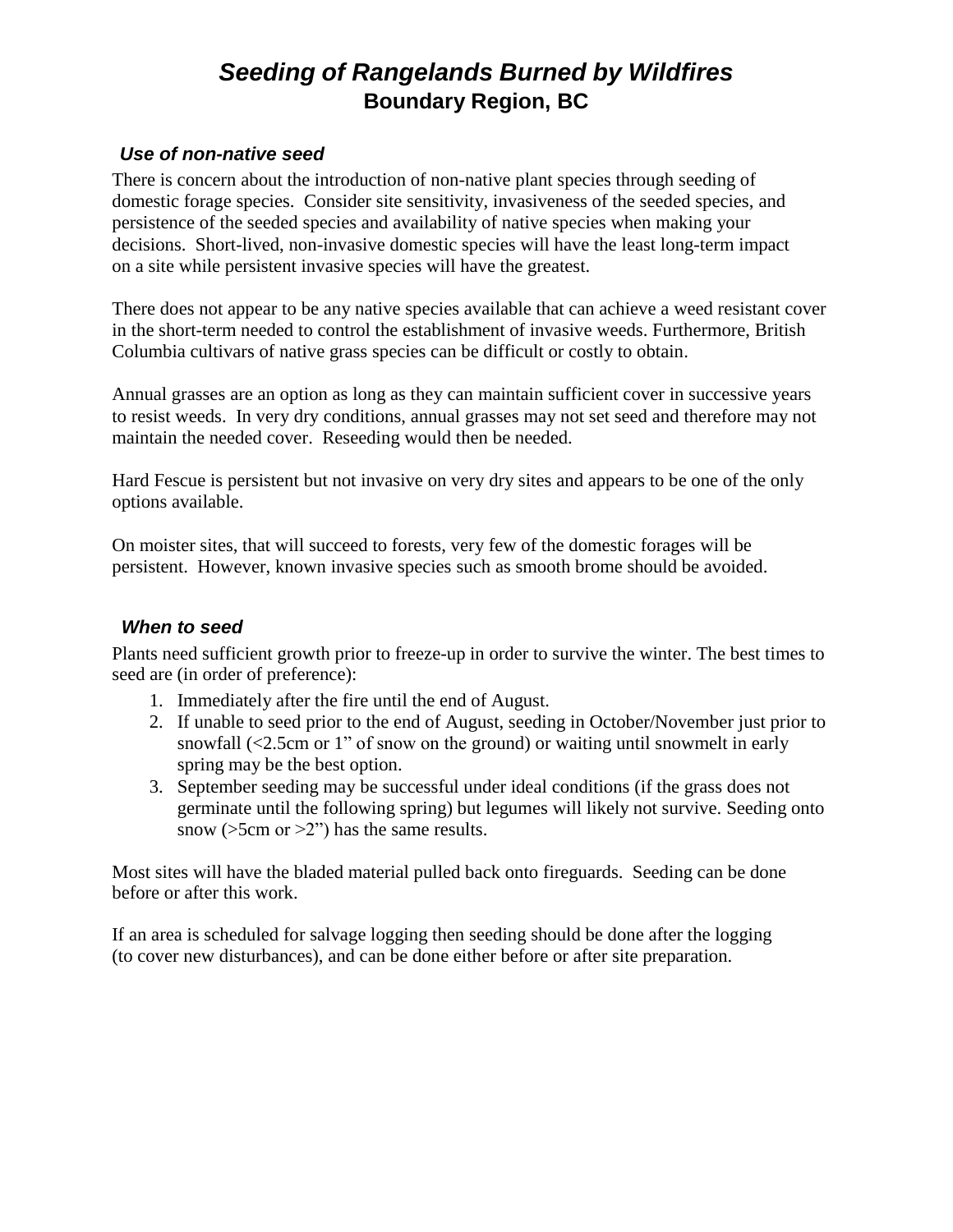# *Seeding of Rangelands Burned by Wildfires*

## Boundary Region, BC

### *Use of non-native seed*

There is concern about the introduction of non-native plant species through seeding of domestic forage species. Consider site sensitivity, invasiveness of the seeded species, and persistence of the seeded species and availability of native species when making your decisions. Short-lived, non-invasive domestic species will have the least long-term impact on a site while persistent invasive species will have the greatest.

There does not appear to be any native species available that can achieve a weed resistant cover in the short-term needed to control the establishment of invasive weeds. Furthermore, British Columbia cultivars of native grass species can be difficult or costly to obtain.

Annual grasses are an option as long as they can maintain sufficient cover in successive years to resist weeds. In very dry conditions, annual grasses may not set seed and therefore may not maintain the needed cover. Reseeding would then be needed.

Hard Fescue is persistent but not invasive on very dry sites and appears to be one of the only options available.

On moister sites, that will succeed to forests, very few of the domestic forages will be persistent. However, known invasive species such as smooth brome should be avoided.

### *When to seed*

Plants need sufficient growth prior to freeze-up in order to survive the winter. The best times to seed are (in order of preference):

1. Immediately after the fire until the end of August.
2. If unable to seed prior to the end of August, seeding in October/November just prior to snowfall (<2.5cm or 1" of snow on the ground) or waiting until snowmelt in early spring may be the best option.
3. September seeding may be successful under ideal conditions (if the grass does not germinate until the following spring) but legumes will likely not survive. Seeding onto snow (>5cm or >2") has the same results.

Most sites will have the bladed material pulled back onto fireguards. Seeding can be done before or after this work.

If an area is scheduled for salvage logging then seeding should be done after the logging (to cover new disturbances), and can be done either before or after site preparation.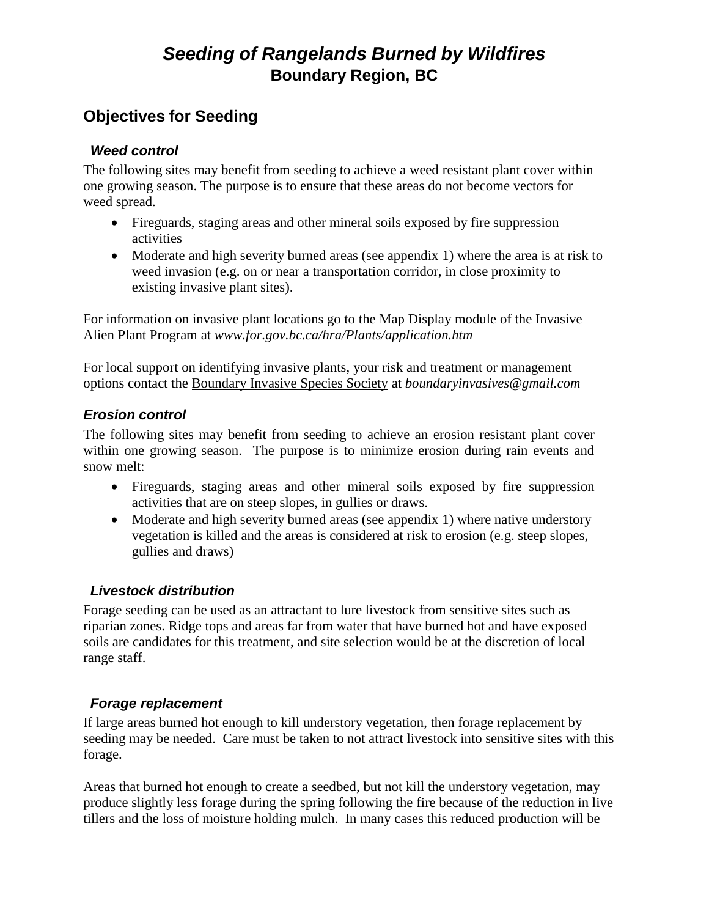# *Seeding of Rangelands Burned by Wildfires*
**Boundary Region, BC**

## Objectives for Seeding

### *Weed control*

The following sites may benefit from seeding to achieve a weed resistant plant cover within one growing season. The purpose is to ensure that these areas do not become vectors for weed spread.

- Fireguards, staging areas and other mineral soils exposed by fire suppression activities
- Moderate and high severity burned areas (see appendix 1) where the area is at risk to weed invasion (e.g. on or near a transportation corridor, in close proximity to existing invasive plant sites).

For information on invasive plant locations go to the Map Display module of the Invasive Alien Plant Program at *www.for.gov.bc.ca/hra/Plants/application.htm*

For local support on identifying invasive plants, your risk and treatment or management options contact the Boundary Invasive Species Society at *boundaryinvasives@gmail.com*

### *Erosion control*

The following sites may benefit from seeding to achieve an erosion resistant plant cover within one growing season. The purpose is to minimize erosion during rain events and snow melt:

- Fireguards, staging areas and other mineral soils exposed by fire suppression activities that are on steep slopes, in gullies or draws.
- Moderate and high severity burned areas (see appendix 1) where native understory vegetation is killed and the areas is considered at risk to erosion (e.g. steep slopes, gullies and draws)

### *Livestock distribution*

Forage seeding can be used as an attractant to lure livestock from sensitive sites such as riparian zones. Ridge tops and areas far from water that have burned hot and have exposed soils are candidates for this treatment, and site selection would be at the discretion of local range staff.

### *Forage replacement*

If large areas burned hot enough to kill understory vegetation, then forage replacement by seeding may be needed. Care must be taken to not attract livestock into sensitive sites with this forage.

Areas that burned hot enough to create a seedbed, but not kill the understory vegetation, may produce slightly less forage during the spring following the fire because of the reduction in live tillers and the loss of moisture holding mulch. In many cases this reduced production will be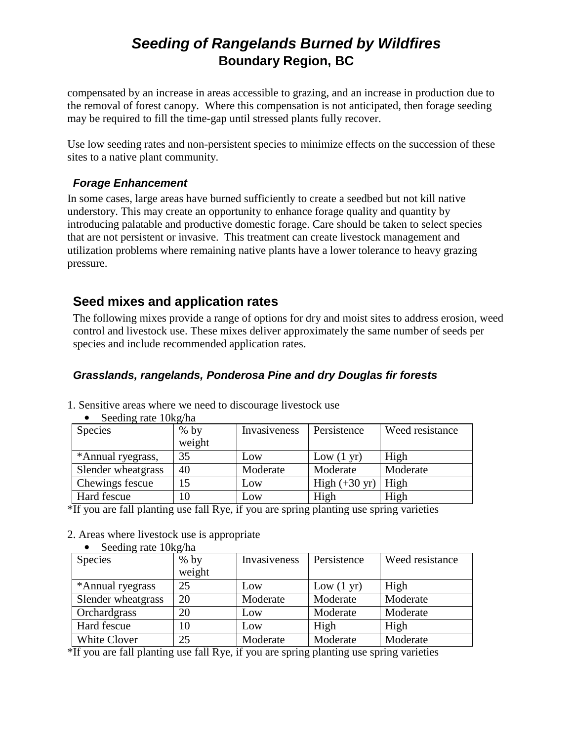compensated by an increase in areas accessible to grazing, and an increase in production due to the removal of forest canopy. Where this compensation is not anticipated, then forage seeding may be required to fill the time-gap until stressed plants fully recover.

Use low seeding rates and non-persistent species to minimize effects on the succession of these sites to a native plant community.

### *Forage Enhancement*

In some cases, large areas have burned sufficiently to create a seedbed but not kill native understory. This may create an opportunity to enhance forage quality and quantity by introducing palatable and productive domestic forage. Care should be taken to select species that are not persistent or invasive. This treatment can create livestock management and utilization problems where remaining native plants have a lower tolerance to heavy grazing pressure.

## Seed mixes and application rates

The following mixes provide a range of options for dry and moist sites to address erosion, weed control and livestock use. These mixes deliver approximately the same number of seeds per species and include recommended application rates.

### *Grasslands, rangelands, Ponderosa Pine and dry Douglas fir forests*

1. Sensitive areas where we need to discourage livestock use

- Seeding rate 10kg/ha

| Species | % by weight | Invasiveness | Persistence | Weed resistance |
|---|---|---|---|---|
| *Annual ryegrass, | 35 | Low | Low (1 yr) | High |
| Slender wheatgrass | 40 | Moderate | Moderate | Moderate |
| Chewings fescue | 15 | Low | High (+30 yr) | High |
| Hard fescue | 10 | Low | High | High |

*If you are fall planting use fall Rye, if you are spring planting use spring varieties

2. Areas where livestock use is appropriate

- Seeding rate 10kg/ha

| Species | % by weight | Invasiveness | Persistence | Weed resistance |
|---|---|---|---|---|
| *Annual ryegrass | 25 | Low | Low (1 yr) | High |
| Slender wheatgrass | 20 | Moderate | Moderate | Moderate |
| Orchardgrass | 20 | Low | Moderate | Moderate |
| Hard fescue | 10 | Low | High | High |
| White Clover | 25 | Moderate | Moderate | Moderate |

*If you are fall planting use fall Rye, if you are spring planting use spring varieties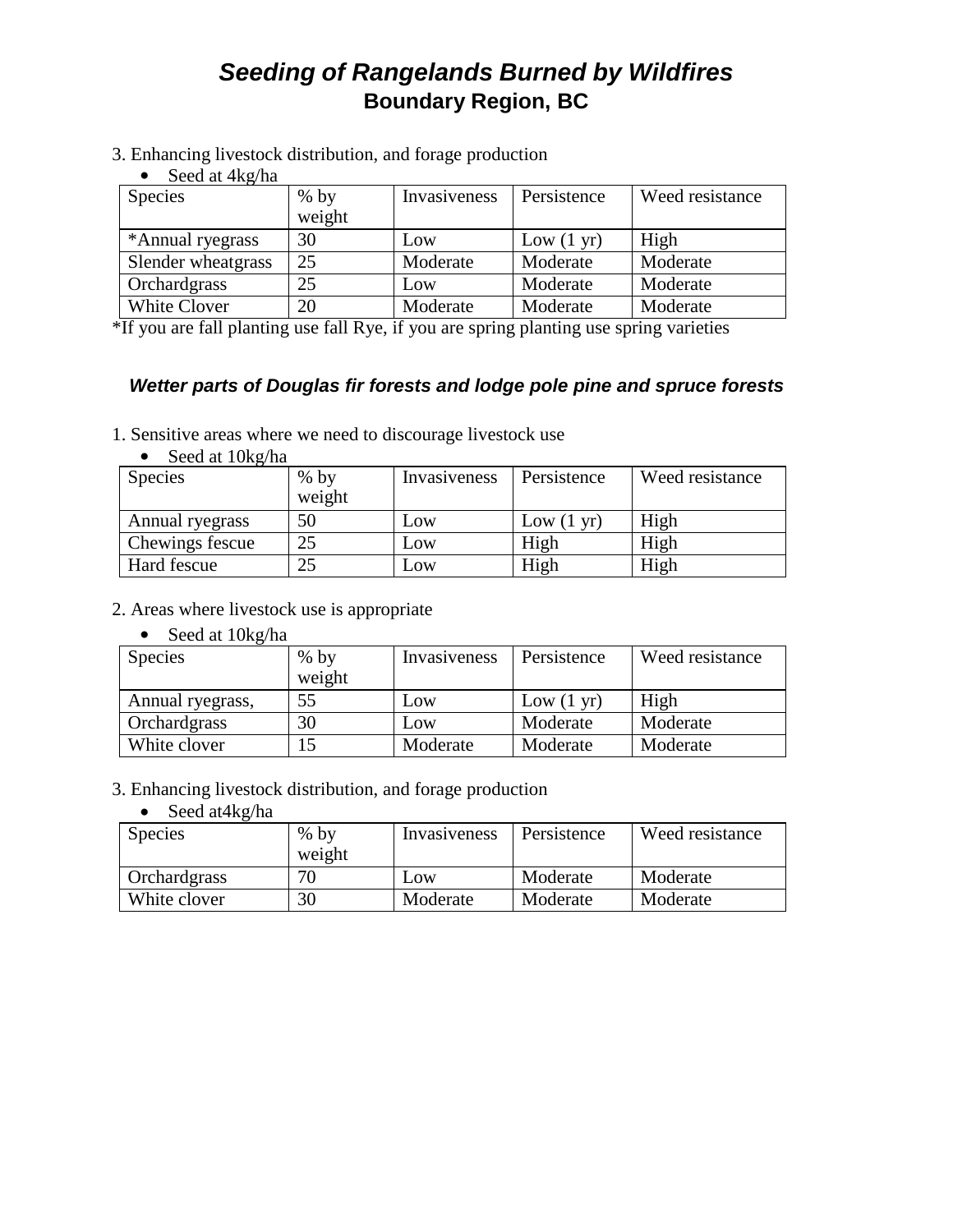# *Seeding of Rangelands Burned by Wildfires*
## Boundary Region, BC

3. Enhancing livestock distribution, and forage production

- Seed at 4kg/ha

| Species | % by weight | Invasiveness | Persistence | Weed resistance |
|---|---|---|---|---|
| *Annual ryegrass | 30 | Low | Low (1 yr) | High |
| Slender wheatgrass | 25 | Moderate | Moderate | Moderate |
| Orchardgrass | 25 | Low | Moderate | Moderate |
| White Clover | 20 | Moderate | Moderate | Moderate |

*If you are fall planting use fall Rye, if you are spring planting use spring varieties

### *Wetter parts of Douglas fir forests and lodge pole pine and spruce forests*

1. Sensitive areas where we need to discourage livestock use

- Seed at 10kg/ha

| Species | % by weight | Invasiveness | Persistence | Weed resistance |
|---|---|---|---|---|
| Annual ryegrass | 50 | Low | Low (1 yr) | High |
| Chewings fescue | 25 | Low | High | High |
| Hard fescue | 25 | Low | High | High |

2. Areas where livestock use is appropriate

- Seed at 10kg/ha

| Species | % by weight | Invasiveness | Persistence | Weed resistance |
|---|---|---|---|---|
| Annual ryegrass, | 55 | Low | Low (1 yr) | High |
| Orchardgrass | 30 | Low | Moderate | Moderate |
| White clover | 15 | Moderate | Moderate | Moderate |

3. Enhancing livestock distribution, and forage production

- Seed at4kg/ha

| Species | % by weight | Invasiveness | Persistence | Weed resistance |
|---|---|---|---|---|
| Orchardgrass | 70 | Low | Moderate | Moderate |
| White clover | 30 | Moderate | Moderate | Moderate |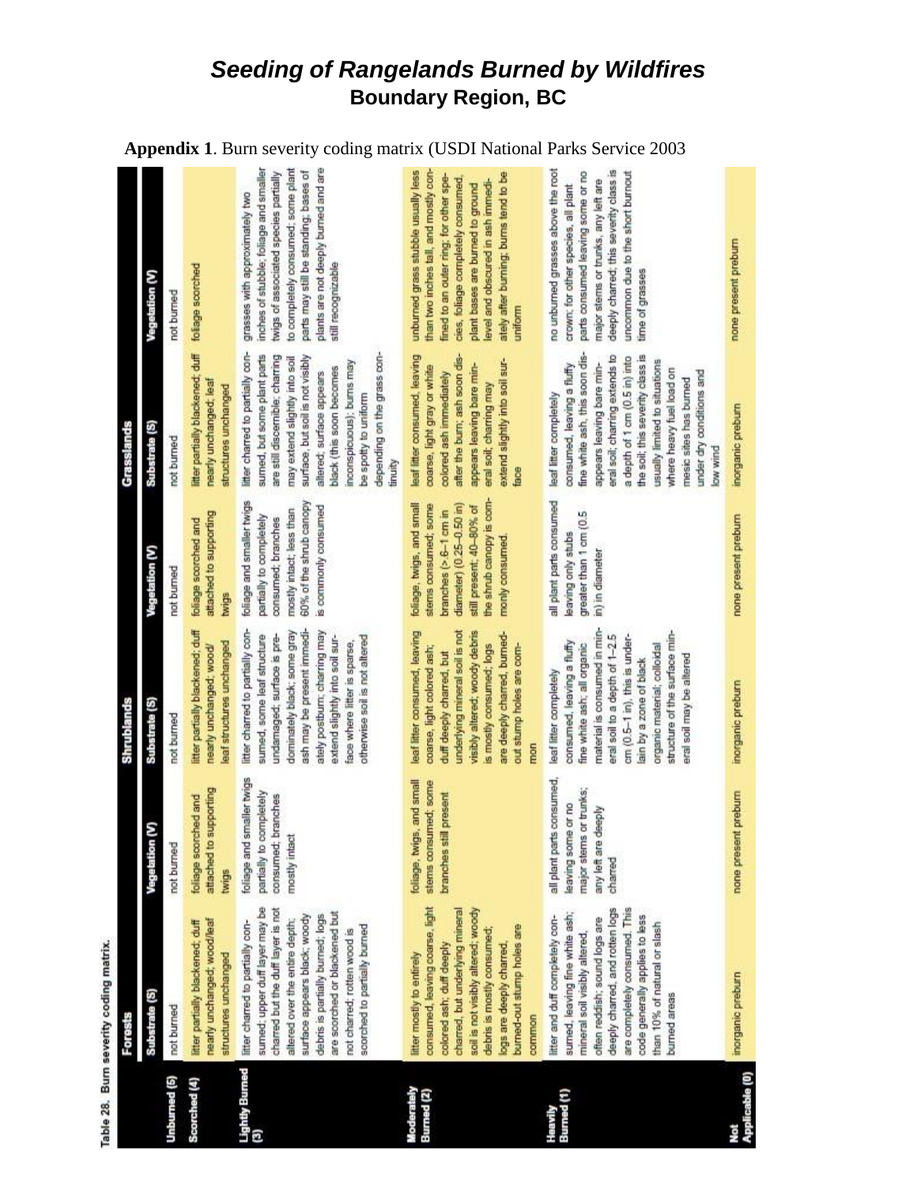# *Seeding of Rangelands Burned by Wildfires*

## Boundary Region, BC

**Appendix 1**. Burn severity coding matrix (USDI National Parks Service 2003

Table 28. Burn severity coding matrix.

| | Forests | | Shrublands | | Grasslands | |
|---|---|---|---|---|---|---|
| | **Substrate (S)** | **Vegetation (V)** | **Substrate (S)** | **Vegetation (V)** | **Substrate (S)** | **Vegetation (V)** |
| **Unburned (5)** | not burned | not burned | not burned | not burned | not burned | not burned |
| **Scorched (4)** | litter partially blackened; duff nearly unchanged; wood/leaf structures unchanged | foliage scorched and attached to supporting twigs | litter partially blackened; duff nearly unchanged; wood/leaf structures unchanged | foliage scorched and attached to supporting twigs | litter partially blackened; duff nearly unchanged; leaf structures unchanged | foliage scorched |
| **Lightly Burned (3)** | litter charred to partially consumed; upper duff layer may be charred but the duff layer is not altered over the entire depth; surface appears black; woody debris is partially burned; logs are scorched or blackened but not charred; rotten wood is scorched to partially burned | foliage and smaller twigs partially to completely consumed; branches mostly intact | litter charred to partially consumed, some leaf structure undamaged; surface is predominately black; some gray ash may be present immediately postburn; charring may extend slightly into soil surface where litter is sparse, otherwise soil is not altered | foliage and smaller twigs partially to completely consumed; branches mostly intact; less than 60% of the shrub canopy is commonly consumed | litter charred to partially consumed, but some plant parts are still discernible; charring may extend slightly into soil surface, but soil is not visibly altered; surface appears black (this soon becomes inconspicuous); burns may be spotty to uniform depending on the grass continuity | grasses with approximately two inches of stubble; foliage and smaller twigs of associated species partially to completely consumed; some plant parts may still be standing; bases of plants are not deeply burned and are still recognizable |
| **Moderately Burned (2)** | litter mostly to entirely consumed, leaving coarse, light colored ash; duff deeply charred, but underlying mineral soil is not visibly altered; woody debris is mostly consumed; logs are deeply charred, burned-out stump holes are common | foliage, twigs, and small stems consumed; some branches still present | leaf litter consumed, leaving coarse, light colored ash; duff deeply charred, but underlying mineral soil is not visibly altered; woody debris is mostly consumed; logs are deeply charred, burned-out stump holes are common | foliage, twigs, and small stems consumed; some branches (>6–1 cm in diameter) (0.25–0.50 in) still present; 40–80% of the shrub canopy is commonly consumed. | leaf litter consumed, leaving coarse, light gray or white colored ash immediately after the burn; ash soon disappears leaving bare mineral soil; charring may extend slightly into soil surface | unburned grass stubble usually less than two inches tall, and mostly confined to an outer ring; for other species, foliage completely consumed, plant bases are burned to ground level and obscured in ash immediately after burning; burns tend to be uniform |
| **Heavily Burned (1)** | litter and duff completely consumed, leaving fine white ash; mineral soil visibly altered, often reddish; sound logs are deeply charred, and rotten logs are completely consumed. This code generally applies to less than 10% of natural or slash burned areas | all plant parts consumed, leaving some or no major stems or trunks; any left are deeply charred | leaf litter completely consumed, leaving a fluffy fine white ash; all organic material is consumed in mineral soil to a depth of 1–2.5 cm (0.5–1 in), this is underlain by a zone of black organic material; colloidal structure of the surface mineral soil may be altered | all plant parts consumed leaving only stubs greater than 1 cm (0.5 in) in diameter | leaf litter completely consumed, leaving a fluffy fine white ash, this soon disappears leaving bare mineral soil; charring extends to a depth of 1 cm (0.5 in) into the soil; this severity class is usually limited to situations where heavy fuel load on mesic sites has burned under dry conditions and low wind | no unburned grasses above the root crown; for other species, all plant parts consumed leaving some or no major stems or trunks, any left are deeply charred; this severity class is uncommon due to the short burnout time of grasses |
| **Not Applicable (0)** | inorganic preburn | none present preburn | inorganic preburn | none present preburn | inorganic preburn | none present preburn |